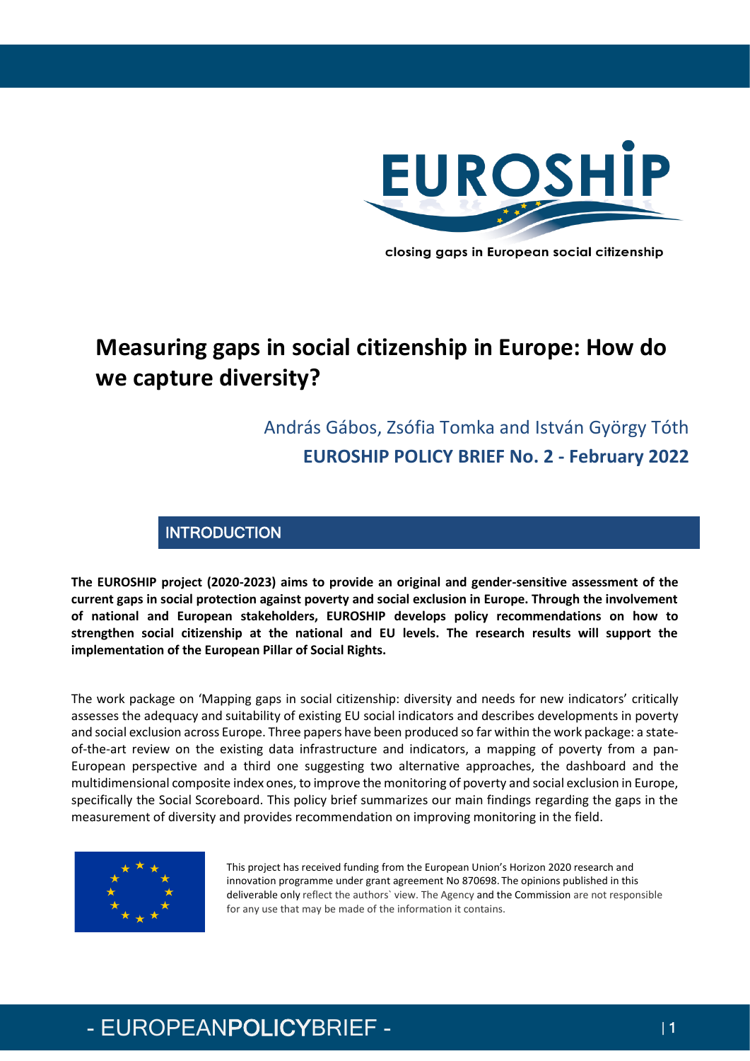EUROSHIP

closing gaps in European social citizenship

# Measuring gaps in social citizenship in Europe: How do we capture diversity?

András Gábos, Zsófia Tomka and István György Tóth

**EUROSHIP POLICY BRIEF No. 2 - February 2022**

## INTRODUCTION

**The EUROSHIP project (2020-2023) aims to provide an original and gender-sensitive assessment of the current gaps in social protection against poverty and social exclusion in Europe. Through the involvement of national and European stakeholders, EUROSHIP develops policy recommendations on how to strengthen social citizenship at the national and EU levels. The research results will support the implementation of the European Pillar of Social Rights.**

The work package on 'Mapping gaps in social citizenship: diversity and needs for new indicators' critically assesses the adequacy and suitability of existing EU social indicators and describes developments in poverty and social exclusion across Europe. Three papers have been produced so far within the work package: a state-of-the-art review on the existing data infrastructure and indicators, a mapping of poverty from a pan-European perspective and a third one suggesting two alternative approaches, the dashboard and the multidimensional composite index ones, to improve the monitoring of poverty and social exclusion in Europe, specifically the Social Scoreboard. This policy brief summarizes our main findings regarding the gaps in the measurement of diversity and provides recommendation on improving monitoring in the field.

This project has received funding from the European Union's Horizon 2020 research and innovation programme under grant agreement No 870698. The opinions published in this deliverable only reflect the authors` view. The Agency and the Commission are not responsible for any use that may be made of the information it contains.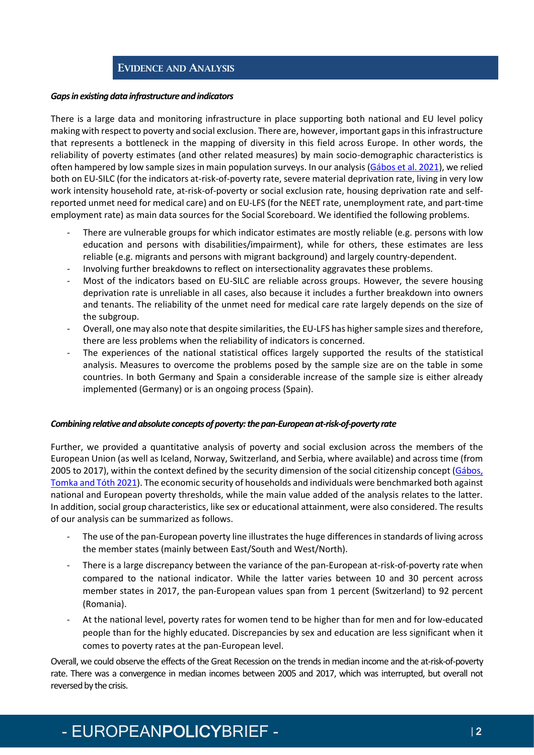## Evidence and Analysis

***Gaps in existing data infrastructure and indicators***

There is a large data and monitoring infrastructure in place supporting both national and EU level policy making with respect to poverty and social exclusion. There are, however, important gaps in this infrastructure that represents a bottleneck in the mapping of diversity in this field across Europe. In other words, the reliability of poverty estimates (and other related measures) by main socio-demographic characteristics is often hampered by low sample sizes in main population surveys. In our analysis (Gábos et al. 2021), we relied both on EU-SILC (for the indicators at-risk-of-poverty rate, severe material deprivation rate, living in very low work intensity household rate, at-risk-of-poverty or social exclusion rate, housing deprivation rate and self-reported unmet need for medical care) and on EU-LFS (for the NEET rate, unemployment rate, and part-time employment rate) as main data sources for the Social Scoreboard. We identified the following problems.

- There are vulnerable groups for which indicator estimates are mostly reliable (e.g. persons with low education and persons with disabilities/impairment), while for others, these estimates are less reliable (e.g. migrants and persons with migrant background) and largely country-dependent.
- Involving further breakdowns to reflect on intersectionality aggravates these problems.
- Most of the indicators based on EU-SILC are reliable across groups. However, the severe housing deprivation rate is unreliable in all cases, also because it includes a further breakdown into owners and tenants. The reliability of the unmet need for medical care rate largely depends on the size of the subgroup.
- Overall, one may also note that despite similarities, the EU-LFS has higher sample sizes and therefore, there are less problems when the reliability of indicators is concerned.
- The experiences of the national statistical offices largely supported the results of the statistical analysis. Measures to overcome the problems posed by the sample size are on the table in some countries. In both Germany and Spain a considerable increase of the sample size is either already implemented (Germany) or is an ongoing process (Spain).

***Combining relative and absolute concepts of poverty: the pan-European at-risk-of-poverty rate***

Further, we provided a quantitative analysis of poverty and social exclusion across the members of the European Union (as well as Iceland, Norway, Switzerland, and Serbia, where available) and across time (from 2005 to 2017), within the context defined by the security dimension of the social citizenship concept (Gábos, Tomka and Tóth 2021). The economic security of households and individuals were benchmarked both against national and European poverty thresholds, while the main value added of the analysis relates to the latter. In addition, social group characteristics, like sex or educational attainment, were also considered. The results of our analysis can be summarized as follows.

- The use of the pan-European poverty line illustrates the huge differences in standards of living across the member states (mainly between East/South and West/North).
- There is a large discrepancy between the variance of the pan-European at-risk-of-poverty rate when compared to the national indicator. While the latter varies between 10 and 30 percent across member states in 2017, the pan-European values span from 1 percent (Switzerland) to 92 percent (Romania).
- At the national level, poverty rates for women tend to be higher than for men and for low-educated people than for the highly educated. Discrepancies by sex and education are less significant when it comes to poverty rates at the pan-European level.

Overall, we could observe the effects of the Great Recession on the trends in median income and the at-risk-of-poverty rate. There was a convergence in median incomes between 2005 and 2017, which was interrupted, but overall not reversed by the crisis.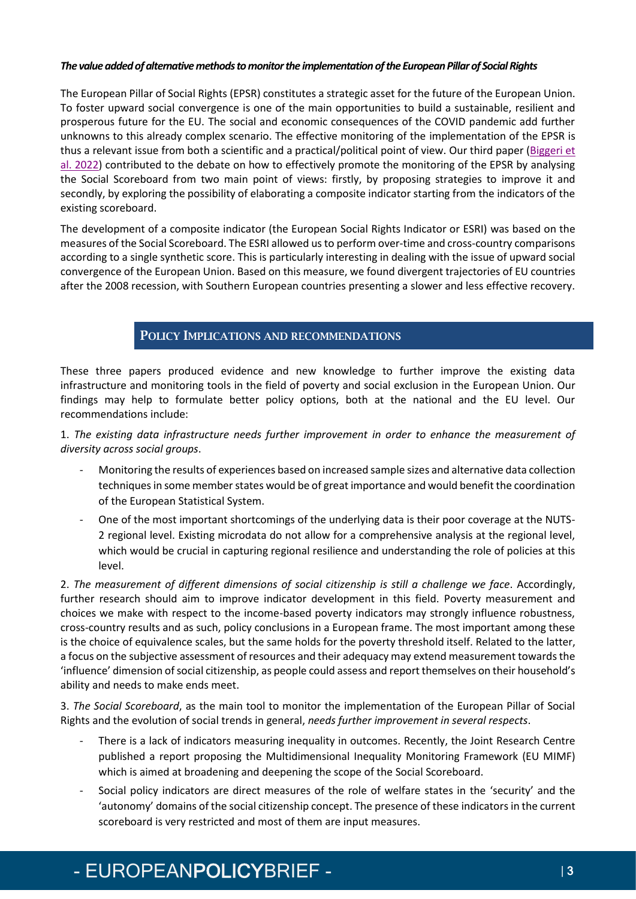***The value added of alternative methods to monitor the implementation of the European Pillar of Social Rights***

The European Pillar of Social Rights (EPSR) constitutes a strategic asset for the future of the European Union. To foster upward social convergence is one of the main opportunities to build a sustainable, resilient and prosperous future for the EU. The social and economic consequences of the COVID pandemic add further unknowns to this already complex scenario. The effective monitoring of the implementation of the EPSR is thus a relevant issue from both a scientific and a practical/political point of view. Our third paper (Biggeri et al. 2022) contributed to the debate on how to effectively promote the monitoring of the EPSR by analysing the Social Scoreboard from two main point of views: firstly, by proposing strategies to improve it and secondly, by exploring the possibility of elaborating a composite indicator starting from the indicators of the existing scoreboard.

The development of a composite indicator (the European Social Rights Indicator or ESRI) was based on the measures of the Social Scoreboard. The ESRI allowed us to perform over-time and cross-country comparisons according to a single synthetic score. This is particularly interesting in dealing with the issue of upward social convergence of the European Union. Based on this measure, we found divergent trajectories of EU countries after the 2008 recession, with Southern European countries presenting a slower and less effective recovery.

## POLICY IMPLICATIONS AND RECOMMENDATIONS

These three papers produced evidence and new knowledge to further improve the existing data infrastructure and monitoring tools in the field of poverty and social exclusion in the European Union. Our findings may help to formulate better policy options, both at the national and the EU level. Our recommendations include:

1. *The existing data infrastructure needs further improvement in order to enhance the measurement of diversity across social groups*.

- Monitoring the results of experiences based on increased sample sizes and alternative data collection techniques in some member states would be of great importance and would benefit the coordination of the European Statistical System.
- One of the most important shortcomings of the underlying data is their poor coverage at the NUTS-2 regional level. Existing microdata do not allow for a comprehensive analysis at the regional level, which would be crucial in capturing regional resilience and understanding the role of policies at this level.

2. *The measurement of different dimensions of social citizenship is still a challenge we face*. Accordingly, further research should aim to improve indicator development in this field. Poverty measurement and choices we make with respect to the income-based poverty indicators may strongly influence robustness, cross-country results and as such, policy conclusions in a European frame. The most important among these is the choice of equivalence scales, but the same holds for the poverty threshold itself. Related to the latter, a focus on the subjective assessment of resources and their adequacy may extend measurement towards the 'influence' dimension of social citizenship, as people could assess and report themselves on their household's ability and needs to make ends meet.

3. *The Social Scoreboard*, as the main tool to monitor the implementation of the European Pillar of Social Rights and the evolution of social trends in general, *needs further improvement in several respects*.

- There is a lack of indicators measuring inequality in outcomes. Recently, the Joint Research Centre published a report proposing the Multidimensional Inequality Monitoring Framework (EU MIMF) which is aimed at broadening and deepening the scope of the Social Scoreboard.
- Social policy indicators are direct measures of the role of welfare states in the 'security' and the 'autonomy' domains of the social citizenship concept. The presence of these indicators in the current scoreboard is very restricted and most of them are input measures.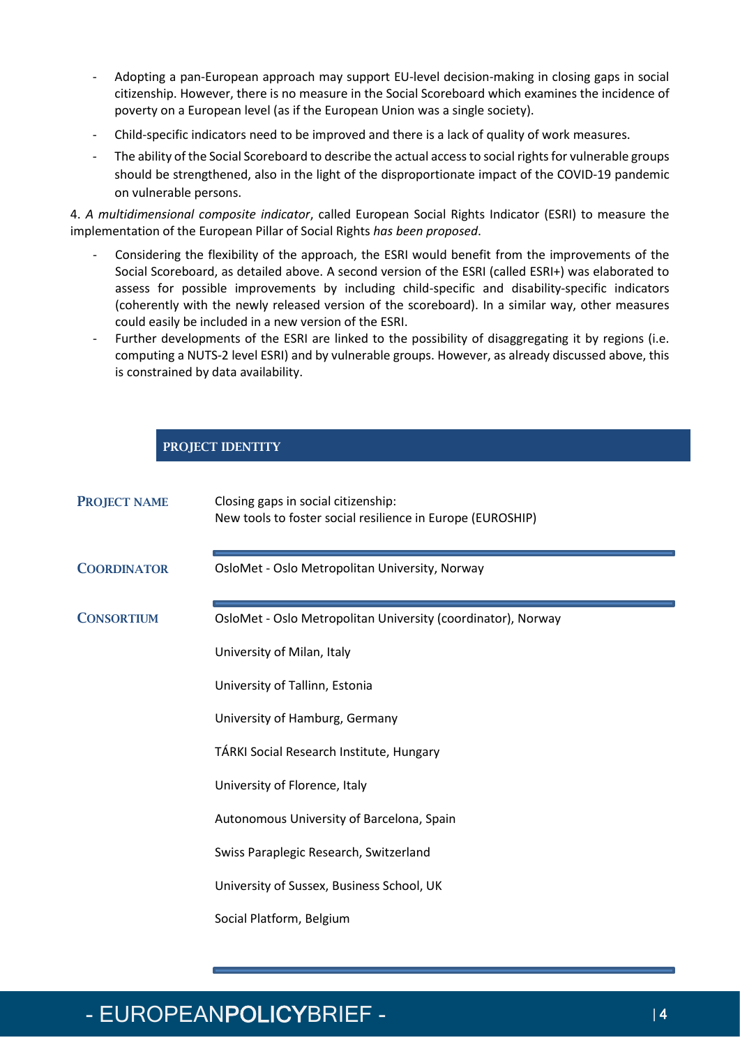- Adopting a pan-European approach may support EU-level decision-making in closing gaps in social citizenship. However, there is no measure in the Social Scoreboard which examines the incidence of poverty on a European level (as if the European Union was a single society).
- Child-specific indicators need to be improved and there is a lack of quality of work measures.
- The ability of the Social Scoreboard to describe the actual access to social rights for vulnerable groups should be strengthened, also in the light of the disproportionate impact of the COVID-19 pandemic on vulnerable persons.

4. *A multidimensional composite indicator*, called European Social Rights Indicator (ESRI) to measure the implementation of the European Pillar of Social Rights *has been proposed*.

- Considering the flexibility of the approach, the ESRI would benefit from the improvements of the Social Scoreboard, as detailed above. A second version of the ESRI (called ESRI+) was elaborated to assess for possible improvements by including child-specific and disability-specific indicators (coherently with the newly released version of the scoreboard). In a similar way, other measures could easily be included in a new version of the ESRI.
- Further developments of the ESRI are linked to the possibility of disaggregating it by regions (i.e. computing a NUTS-2 level ESRI) and by vulnerable groups. However, as already discussed above, this is constrained by data availability.

## PROJECT IDENTITY

**PROJECT NAME**

Closing gaps in social citizenship:
New tools to foster social resilience in Europe (EUROSHIP)

**COORDINATOR**

OsloMet - Oslo Metropolitan University, Norway

**CONSORTIUM**

OsloMet - Oslo Metropolitan University (coordinator), Norway

University of Milan, Italy

University of Tallinn, Estonia

University of Hamburg, Germany

TÁRKI Social Research Institute, Hungary

University of Florence, Italy

Autonomous University of Barcelona, Spain

Swiss Paraplegic Research, Switzerland

University of Sussex, Business School, UK

Social Platform, Belgium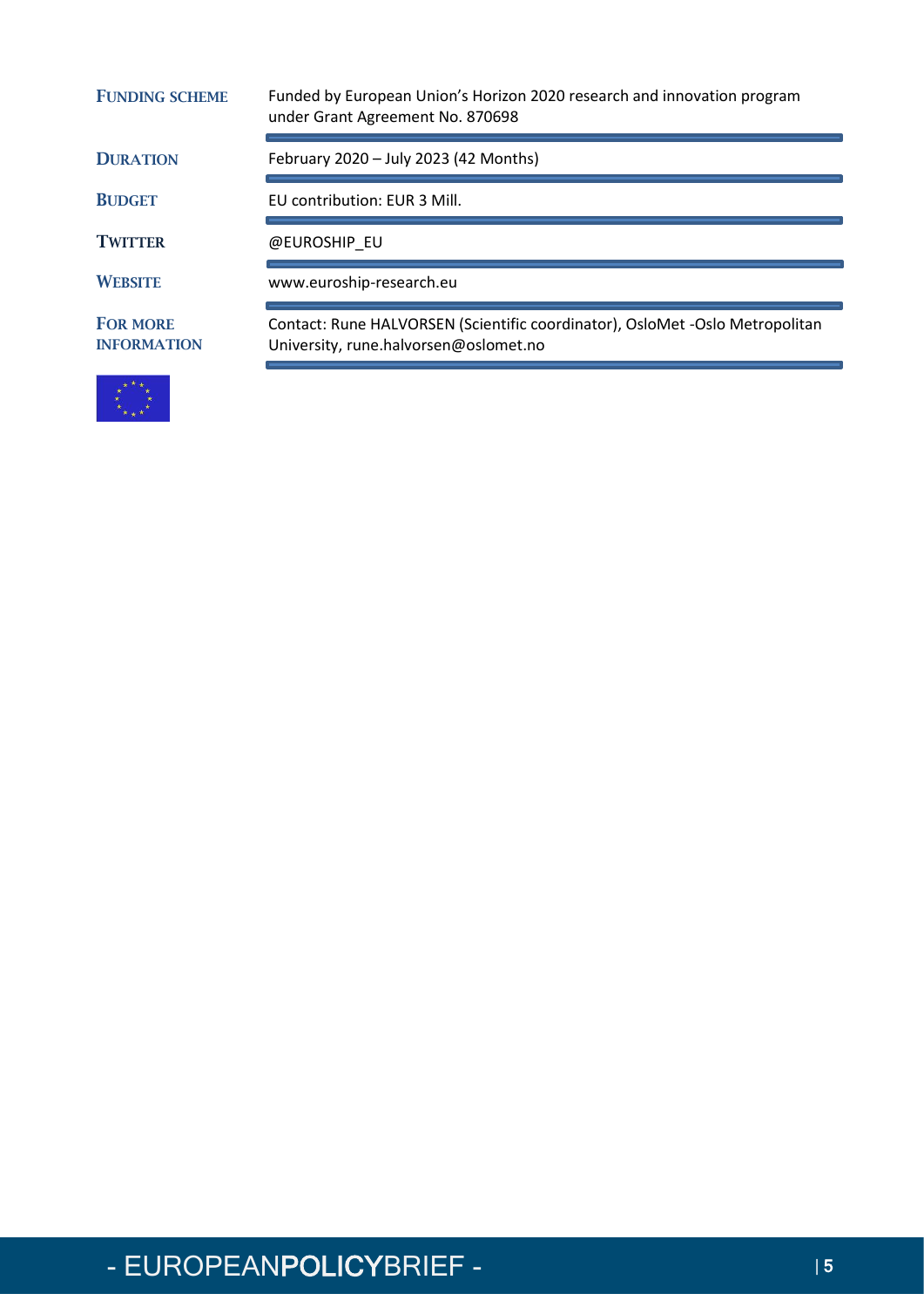| | |
|---|---|
| **FUNDING SCHEME** | Funded by European Union’s Horizon 2020 research and innovation program under Grant Agreement No. 870698 |
| **DURATION** | February 2020 – July 2023 (42 Months) |
| **BUDGET** | EU contribution: EUR 3 Mill. |
| **TWITTER** | @EUROSHIP_EU |
| **WEBSITE** | www.euroship-research.eu |
| **FOR MORE INFORMATION** | Contact: Rune HALVORSEN (Scientific coordinator), OsloMet -Oslo Metropolitan University, rune.halvorsen@oslomet.no |